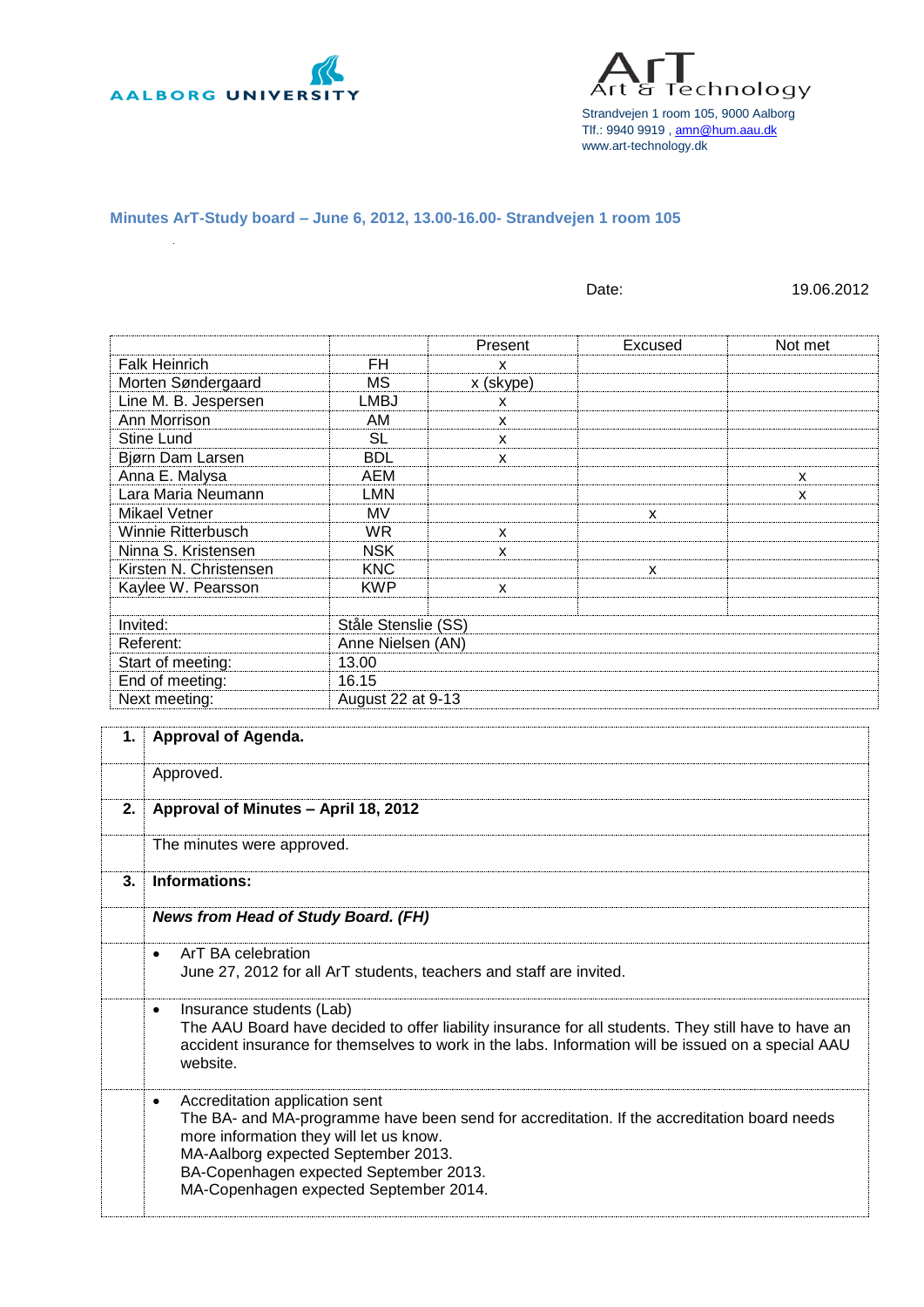AALBORG UNIVERSITY

ArT Art & Technology

Strandvejen 1 room 105, 9000 Aalborg
Tlf.: 9940 9919 , amn@hum.aau.dk
www.art-technology.dk

## Minutes ArT-Study board – June 6, 2012, 13.00-16.00- Strandvejen 1 room 105

Date: 19.06.2012

| | | Present | Excused | Not met |
|---|---|---|---|---|
| Falk Heinrich | FH | x | | |
| Morten Søndergaard | MS | x (skype) | | |
| Line M. B. Jespersen | LMBJ | x | | |
| Ann Morrison | AM | x | | |
| Stine Lund | SL | x | | |
| Bjørn Dam Larsen | BDL | x | | |
| Anna E. Malysa | AEM | | | x |
| Lara Maria Neumann | LMN | | | x |
| Mikael Vetner | MV | | x | |
| Winnie Ritterbusch | WR | x | | |
| Ninna S. Kristensen | NSK | x | | |
| Kirsten N. Christensen | KNC | | x | |
| Kaylee W. Pearsson | KWP | x | | |
| | | | | |
| Invited: | Ståle Stenslie (SS) | | | |
| Referent: | Anne Nielsen (AN) | | | |
| Start of meeting: | 13.00 | | | |
| End of meeting: | 16.15 | | | |
| Next meeting: | August 22 at 9-13 | | | |

**1. Approval of Agenda.**

Approved.

**2. Approval of Minutes – April 18, 2012**

The minutes were approved.

**3. Informations:**

***News from Head of Study Board. (FH)***

- ArT BA celebration
  June 27, 2012 for all ArT students, teachers and staff are invited.

- Insurance students (Lab)
  The AAU Board have decided to offer liability insurance for all students. They still have to have an accident insurance for themselves to work in the labs. Information will be issued on a special AAU website.

- Accreditation application sent
  The BA- and MA-programme have been send for accreditation. If the accreditation board needs more information they will let us know.
  MA-Aalborg expected September 2013.
  BA-Copenhagen expected September 2013.
  MA-Copenhagen expected September 2014.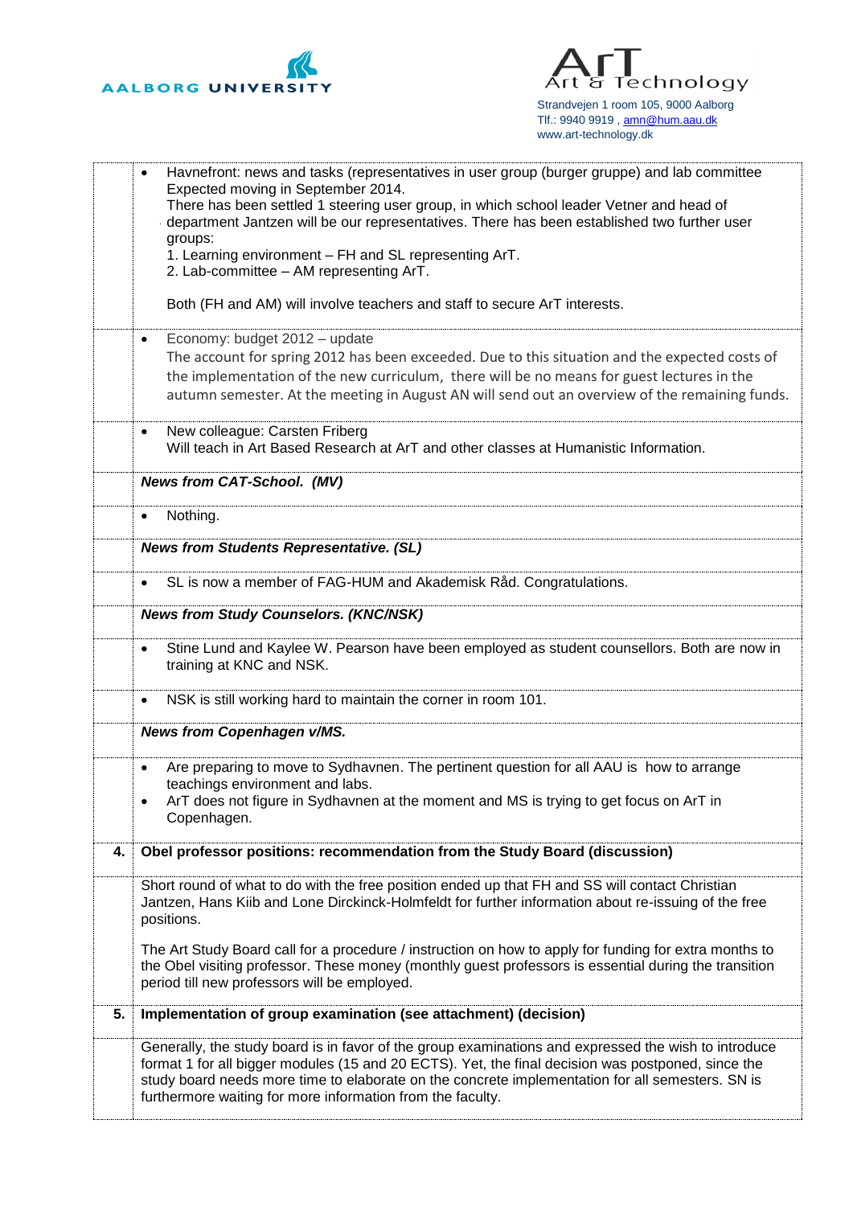- Havnefront: news and tasks (representatives in user group (burger gruppe) and lab committee
  Expected moving in September 2014.
  There has been settled 1 steering user group, in which school leader Vetner and head of department Jantzen will be our representatives. There has been established two further user groups:
  1. Learning environment – FH and SL representing ArT.
  2. Lab-committee – AM representing ArT.

  Both (FH and AM) will involve teachers and staff to secure ArT interests.

- Economy: budget 2012 – update
  The account for spring 2012 has been exceeded. Due to this situation and the expected costs of the implementation of the new curriculum, there will be no means for guest lectures in the autumn semester. At the meeting in August AN will send out an overview of the remaining funds.

- New colleague: Carsten Friberg
  Will teach in Art Based Research at ArT and other classes at Humanistic Information.

***News from CAT-School. (MV)***

- Nothing.

***News from Students Representative. (SL)***

- SL is now a member of FAG-HUM and Akademisk Råd. Congratulations.

***News from Study Counselors. (KNC/NSK)***

- Stine Lund and Kaylee W. Pearson have been employed as student counsellors. Both are now in training at KNC and NSK.

- NSK is still working hard to maintain the corner in room 101.

***News from Copenhagen v/MS.***

- Are preparing to move to Sydhavnen. The pertinent question for all AAU is how to arrange teachings environment and labs.
- ArT does not figure in Sydhavnen at the moment and MS is trying to get focus on ArT in Copenhagen.

**4. Obel professor positions: recommendation from the Study Board (discussion)**

Short round of what to do with the free position ended up that FH and SS will contact Christian Jantzen, Hans Kiib and Lone Dirckinck-Holmfeldt for further information about re-issuing of the free positions.

The Art Study Board call for a procedure / instruction on how to apply for funding for extra months to the Obel visiting professor. These money (monthly guest professors is essential during the transition period till new professors will be employed.

**5. Implementation of group examination (see attachment) (decision)**

Generally, the study board is in favor of the group examinations and expressed the wish to introduce format 1 for all bigger modules (15 and 20 ECTS). Yet, the final decision was postponed, since the study board needs more time to elaborate on the concrete implementation for all semesters. SN is furthermore waiting for more information from the faculty.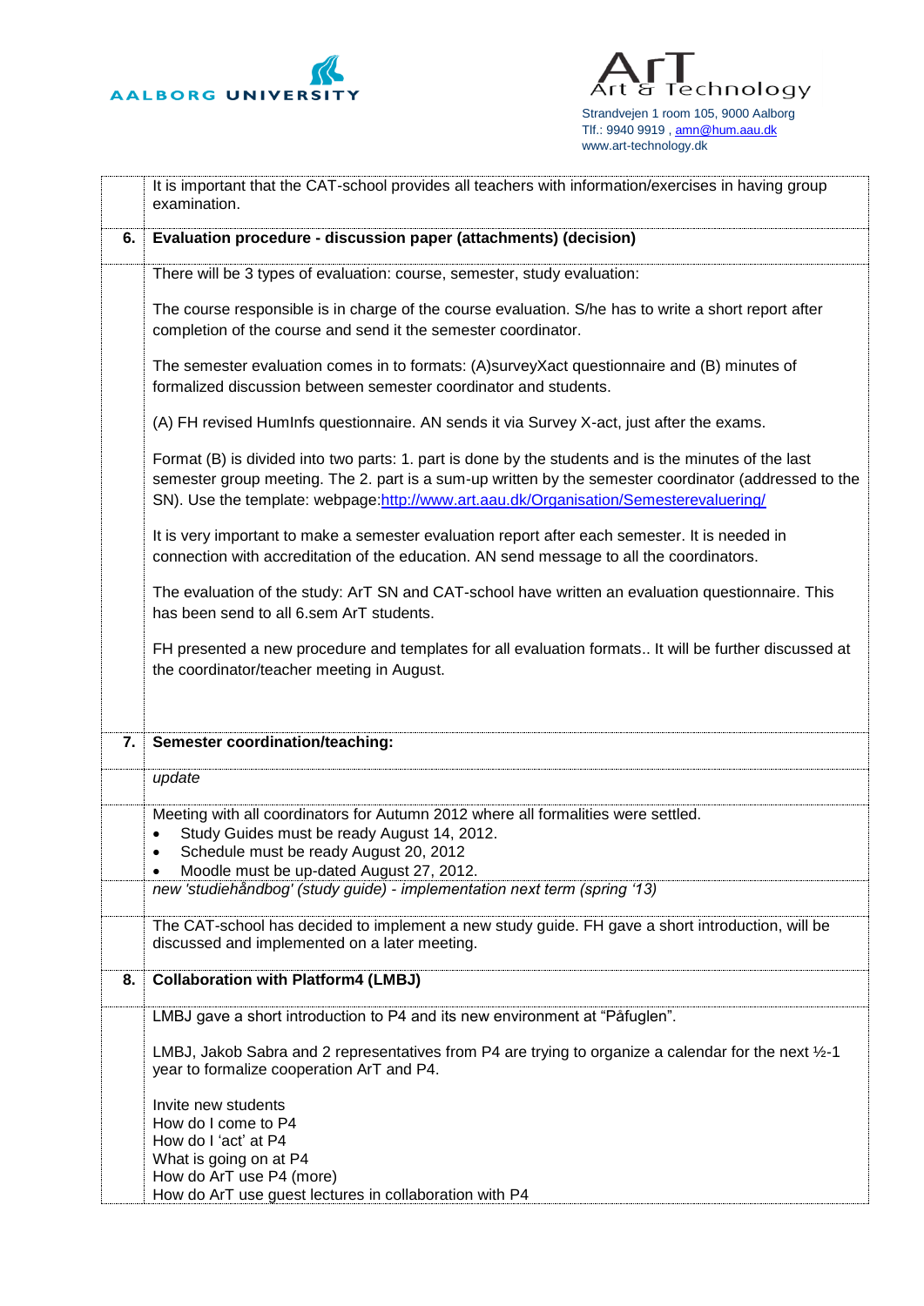It is important that the CAT-school provides all teachers with information/exercises in having group examination.

**6. Evaluation procedure - discussion paper (attachments) (decision)**

There will be 3 types of evaluation: course, semester, study evaluation:

The course responsible is in charge of the course evaluation. S/he has to write a short report after completion of the course and send it the semester coordinator.

The semester evaluation comes in to formats: (A)surveyXact questionnaire and (B) minutes of formalized discussion between semester coordinator and students.

(A) FH revised HumInfs questionnaire. AN sends it via Survey X-act, just after the exams.

Format (B) is divided into two parts: 1. part is done by the students and is the minutes of the last semester group meeting. The 2. part is a sum-up written by the semester coordinator (addressed to the SN). Use the template: webpage:http://www.art.aau.dk/Organisation/Semesterevaluering/

It is very important to make a semester evaluation report after each semester. It is needed in connection with accreditation of the education. AN send message to all the coordinators.

The evaluation of the study: ArT SN and CAT-school have written an evaluation questionnaire. This has been send to all 6.sem ArT students.

FH presented a new procedure and templates for all evaluation formats.. It will be further discussed at the coordinator/teacher meeting in August.

**7. Semester coordination/teaching:**

*update*

Meeting with all coordinators for Autumn 2012 where all formalities were settled.

- Study Guides must be ready August 14, 2012.
- Schedule must be ready August 20, 2012
- Moodle must be up-dated August 27, 2012.

*new 'studiehåndbog' (study guide) - implementation next term (spring '13)*

The CAT-school has decided to implement a new study guide. FH gave a short introduction, will be discussed and implemented on a later meeting.

**8. Collaboration with Platform4 (LMBJ)**

LMBJ gave a short introduction to P4 and its new environment at "Påfuglen".

LMBJ, Jakob Sabra and 2 representatives from P4 are trying to organize a calendar for the next ½-1 year to formalize cooperation ArT and P4.

Invite new students
How do I come to P4
How do I 'act' at P4
What is going on at P4
How do ArT use P4 (more)
How do ArT use guest lectures in collaboration with P4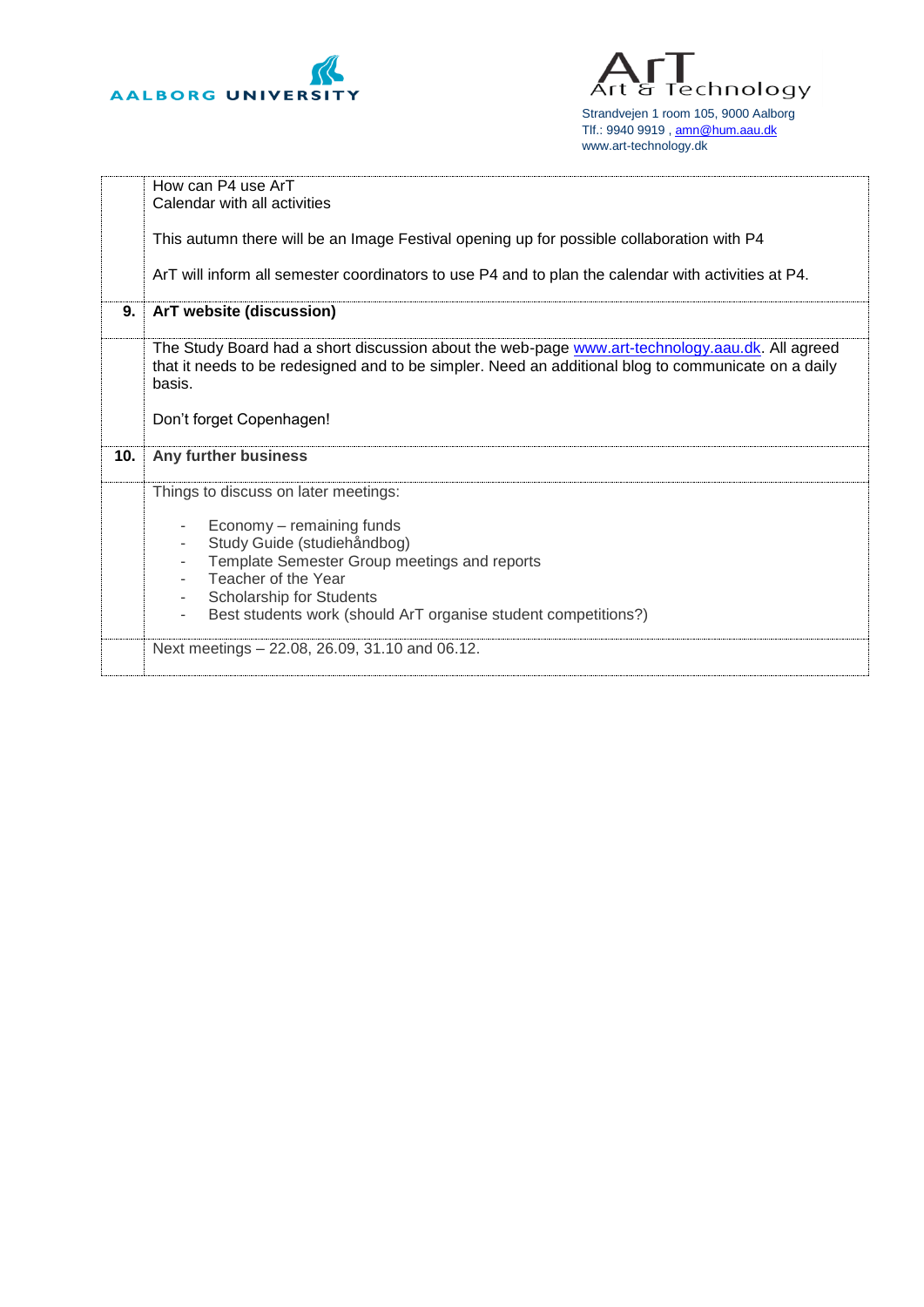Strandvejen 1 room 105, 9000 Aalborg
Tlf.: 9940 9919 , amn@hum.aau.dk
www.art-technology.dk

| | |
|---|---|
| | How can P4 use ArT<br>Calendar with all activities<br><br>This autumn there will be an Image Festival opening up for possible collaboration with P4<br><br>ArT will inform all semester coordinators to use P4 and to plan the calendar with activities at P4. |
| **9.** | **ArT website (discussion)** |
| | The Study Board had a short discussion about the web-page www.art-technology.aau.dk. All agreed that it needs to be redesigned and to be simpler. Need an additional blog to communicate on a daily basis.<br><br>Don't forget Copenhagen! |
| **10.** | **Any further business** |
| | Things to discuss on later meetings:<br><br>- Economy – remaining funds<br>- Study Guide (studiehåndbog)<br>- Template Semester Group meetings and reports<br>- Teacher of the Year<br>- Scholarship for Students<br>- Best students work (should ArT organise student competitions?) |
| | Next meetings – 22.08, 26.09, 31.10 and 06.12. |